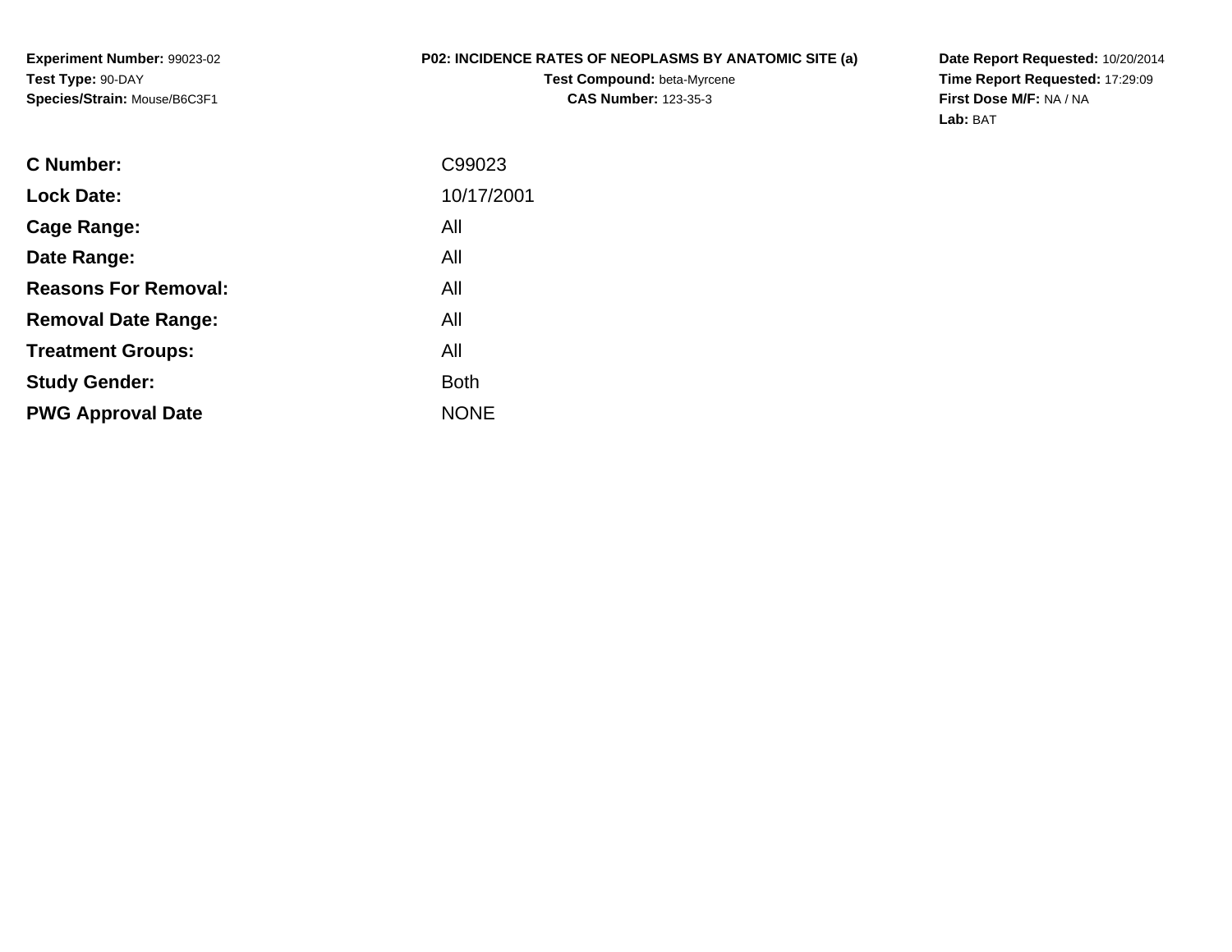**Experiment Number:** 99023-02
**Test Type:** 90-DAY
**Species/Strain:** Mouse/B6C3F1

# P02: INCIDENCE RATES OF NEOPLASMS BY ANATOMIC SITE (a)

**Test Compound:** beta-Myrcene
**CAS Number:** 123-35-3

**Date Report Requested:** 10/20/2014
**Time Report Requested:** 17:29:09
**First Dose M/F:** NA / NA
**Lab:** BAT

| | |
|---|---|
| **C Number:** | C99023 |
| **Lock Date:** | 10/17/2001 |
| **Cage Range:** | All |
| **Date Range:** | All |
| **Reasons For Removal:** | All |
| **Removal Date Range:** | All |
| **Treatment Groups:** | All |
| **Study Gender:** | Both |
| **PWG Approval Date** | NONE |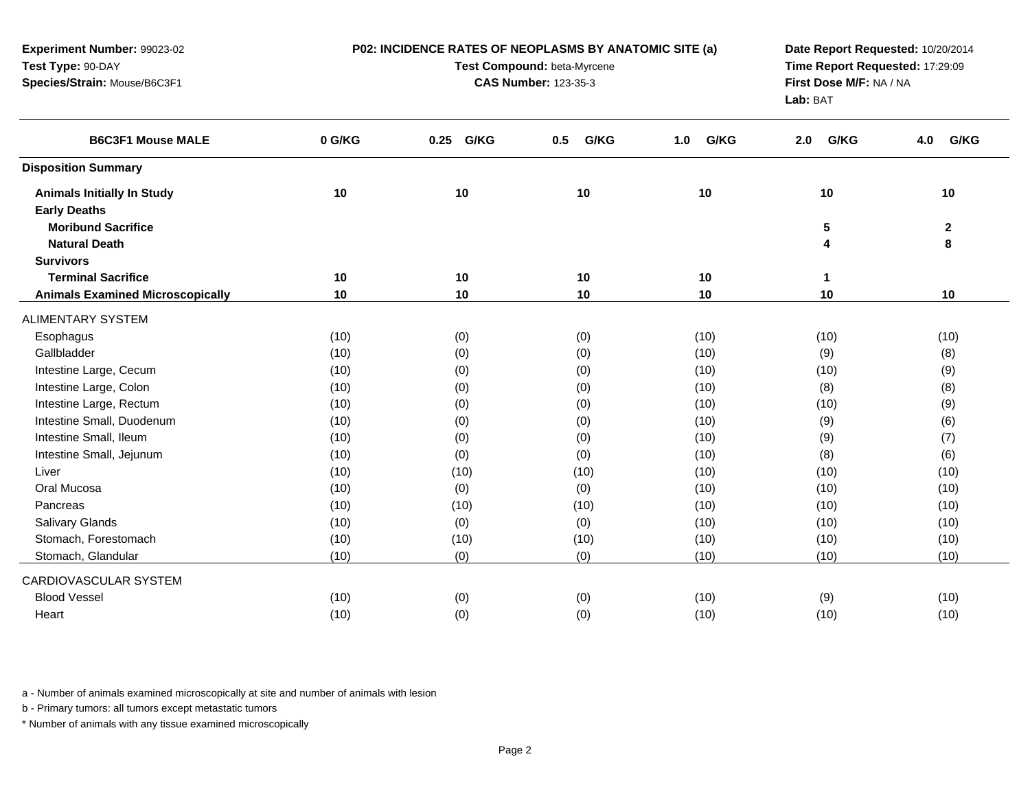**Experiment Number:** 99023-02
**Test Type:** 90-DAY
**Species/Strain:** Mouse/B6C3F1

## P02: INCIDENCE RATES OF NEOPLASMS BY ANATOMIC SITE (a)

**Test Compound:** beta-Myrcene
**CAS Number:** 123-35-3

**Date Report Requested:** 10/20/2014
**Time Report Requested:** 17:29:09
**First Dose M/F:** NA / NA
**Lab:** BAT

| B6C3F1 Mouse MALE | 0 G/KG | 0.25 G/KG | 0.5 G/KG | 1.0 G/KG | 2.0 G/KG | 4.0 G/KG |
|---|---|---|---|---|---|---|
| **Disposition Summary** | | | | | | |
| **Animals Initially In Study** | **10** | **10** | **10** | **10** | **10** | **10** |
| **Early Deaths** | | | | | | |
| **Moribund Sacrifice** | | | | | **5** | **2** |
| **Natural Death** | | | | | **4** | **8** |
| **Survivors** | | | | | | |
| **Terminal Sacrifice** | **10** | **10** | **10** | **10** | **1** | |
| **Animals Examined Microscopically** | **10** | **10** | **10** | **10** | **10** | **10** |
| ALIMENTARY SYSTEM | | | | | | |
| Esophagus | (10) | (0) | (0) | (10) | (10) | (10) |
| Gallbladder | (10) | (0) | (0) | (10) | (9) | (8) |
| Intestine Large, Cecum | (10) | (0) | (0) | (10) | (10) | (9) |
| Intestine Large, Colon | (10) | (0) | (0) | (10) | (8) | (8) |
| Intestine Large, Rectum | (10) | (0) | (0) | (10) | (10) | (9) |
| Intestine Small, Duodenum | (10) | (0) | (0) | (10) | (9) | (6) |
| Intestine Small, Ileum | (10) | (0) | (0) | (10) | (9) | (7) |
| Intestine Small, Jejunum | (10) | (0) | (0) | (10) | (8) | (6) |
| Liver | (10) | (10) | (10) | (10) | (10) | (10) |
| Oral Mucosa | (10) | (0) | (0) | (10) | (10) | (10) |
| Pancreas | (10) | (10) | (10) | (10) | (10) | (10) |
| Salivary Glands | (10) | (0) | (0) | (10) | (10) | (10) |
| Stomach, Forestomach | (10) | (10) | (10) | (10) | (10) | (10) |
| Stomach, Glandular | (10) | (0) | (0) | (10) | (10) | (10) |
| CARDIOVASCULAR SYSTEM | | | | | | |
| Blood Vessel | (10) | (0) | (0) | (10) | (9) | (10) |
| Heart | (10) | (0) | (0) | (10) | (10) | (10) |

a - Number of animals examined microscopically at site and number of animals with lesion

b - Primary tumors: all tumors except metastatic tumors

* Number of animals with any tissue examined microscopically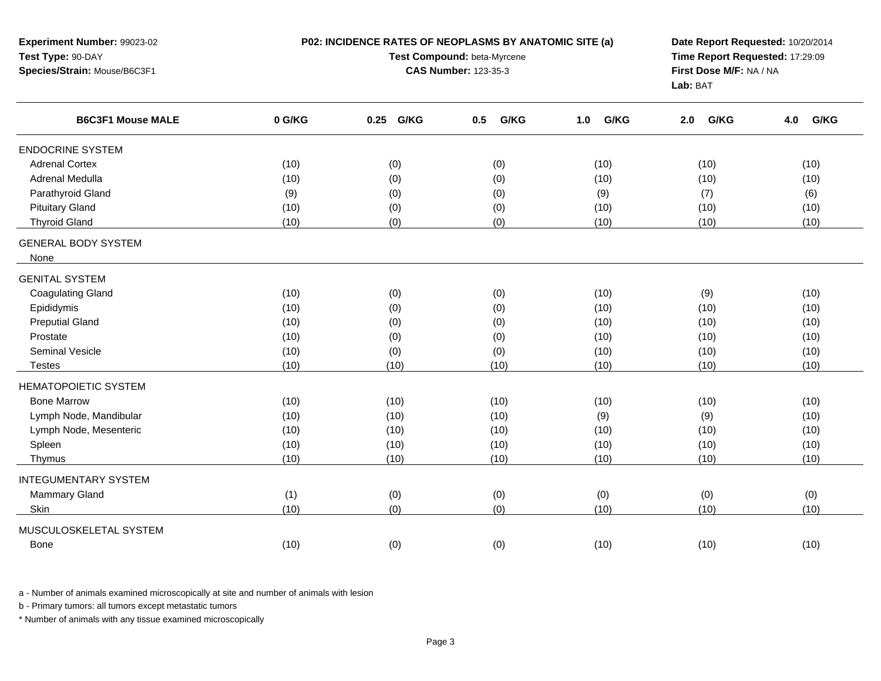**Experiment Number:** 99023-02
**Test Type:** 90-DAY
**Species/Strain:** Mouse/B6C3F1

**P02: INCIDENCE RATES OF NEOPLASMS BY ANATOMIC SITE (a)**
**Test Compound:** beta-Myrcene
**CAS Number:** 123-35-3

**Date Report Requested:** 10/20/2014
**Time Report Requested:** 17:29:09
**First Dose M/F:** NA / NA
**Lab:** BAT

| B6C3F1 Mouse MALE | 0 G/KG | 0.25 G/KG | 0.5 G/KG | 1.0 G/KG | 2.0 G/KG | 4.0 G/KG |
|---|---|---|---|---|---|---|
| ENDOCRINE SYSTEM | | | | | | |
| Adrenal Cortex | (10) | (0) | (0) | (10) | (10) | (10) |
| Adrenal Medulla | (10) | (0) | (0) | (10) | (10) | (10) |
| Parathyroid Gland | (9) | (0) | (0) | (9) | (7) | (6) |
| Pituitary Gland | (10) | (0) | (0) | (10) | (10) | (10) |
| Thyroid Gland | (10) | (0) | (0) | (10) | (10) | (10) |
| GENERAL BODY SYSTEM | | | | | | |
| None | | | | | | |
| GENITAL SYSTEM | | | | | | |
| Coagulating Gland | (10) | (0) | (0) | (10) | (9) | (10) |
| Epididymis | (10) | (0) | (0) | (10) | (10) | (10) |
| Preputial Gland | (10) | (0) | (0) | (10) | (10) | (10) |
| Prostate | (10) | (0) | (0) | (10) | (10) | (10) |
| Seminal Vesicle | (10) | (0) | (0) | (10) | (10) | (10) |
| Testes | (10) | (10) | (10) | (10) | (10) | (10) |
| HEMATOPOIETIC SYSTEM | | | | | | |
| Bone Marrow | (10) | (10) | (10) | (10) | (10) | (10) |
| Lymph Node, Mandibular | (10) | (10) | (10) | (9) | (9) | (10) |
| Lymph Node, Mesenteric | (10) | (10) | (10) | (10) | (10) | (10) |
| Spleen | (10) | (10) | (10) | (10) | (10) | (10) |
| Thymus | (10) | (10) | (10) | (10) | (10) | (10) |
| INTEGUMENTARY SYSTEM | | | | | | |
| Mammary Gland | (1) | (0) | (0) | (0) | (0) | (0) |
| Skin | (10) | (0) | (0) | (10) | (10) | (10) |
| MUSCULOSKELETAL SYSTEM | | | | | | |
| Bone | (10) | (0) | (0) | (10) | (10) | (10) |

a - Number of animals examined microscopically at site and number of animals with lesion

b - Primary tumors: all tumors except metastatic tumors

* Number of animals with any tissue examined microscopically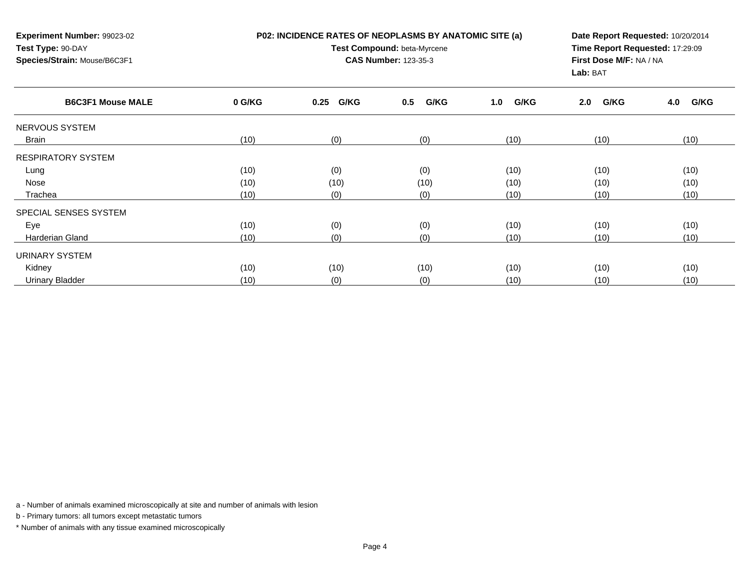**Experiment Number:** 99023-02
**Test Type:** 90-DAY
**Species/Strain:** Mouse/B6C3F1

**P02: INCIDENCE RATES OF NEOPLASMS BY ANATOMIC SITE (a)**
**Test Compound:** beta-Myrcene
**CAS Number:** 123-35-3

**Date Report Requested:** 10/20/2014
**Time Report Requested:** 17:29:09
**First Dose M/F:** NA / NA
**Lab:** BAT

| B6C3F1 Mouse MALE | 0 G/KG | 0.25 G/KG | 0.5 G/KG | 1.0 G/KG | 2.0 G/KG | 4.0 G/KG |
|---|---|---|---|---|---|---|
| NERVOUS SYSTEM | | | | | | |
| Brain | (10) | (0) | (0) | (10) | (10) | (10) |
| RESPIRATORY SYSTEM | | | | | | |
| Lung | (10) | (0) | (0) | (10) | (10) | (10) |
| Nose | (10) | (10) | (10) | (10) | (10) | (10) |
| Trachea | (10) | (0) | (0) | (10) | (10) | (10) |
| SPECIAL SENSES SYSTEM | | | | | | |
| Eye | (10) | (0) | (0) | (10) | (10) | (10) |
| Harderian Gland | (10) | (0) | (0) | (10) | (10) | (10) |
| URINARY SYSTEM | | | | | | |
| Kidney | (10) | (10) | (10) | (10) | (10) | (10) |
| Urinary Bladder | (10) | (0) | (0) | (10) | (10) | (10) |

a - Number of animals examined microscopically at site and number of animals with lesion

b - Primary tumors: all tumors except metastatic tumors

* Number of animals with any tissue examined microscopically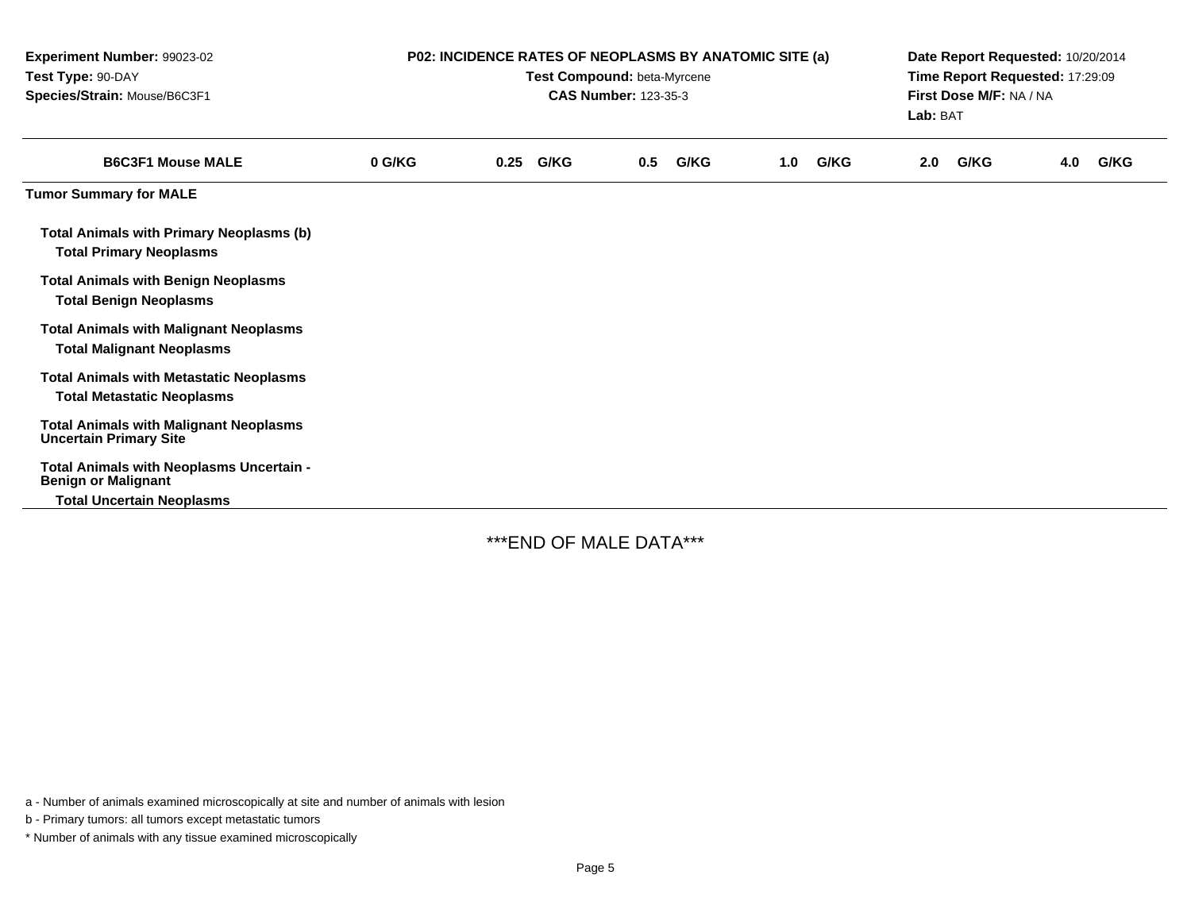**Experiment Number:** 99023-02
**Test Type:** 90-DAY
**Species/Strain:** Mouse/B6C3F1

**P02: INCIDENCE RATES OF NEOPLASMS BY ANATOMIC SITE (a)**
**Test Compound:** beta-Myrcene
**CAS Number:** 123-35-3

**Date Report Requested:** 10/20/2014
**Time Report Requested:** 17:29:09
**First Dose M/F:** NA / NA
**Lab:** BAT

| B6C3F1 Mouse MALE | 0 G/KG | 0.25 G/KG | 0.5 G/KG | 1.0 G/KG | 2.0 G/KG | 4.0 G/KG |
|---|---|---|---|---|---|---|
| **Tumor Summary for MALE** | | | | | | |
| **Total Animals with Primary Neoplasms (b)** | | | | | | |
| **Total Primary Neoplasms** | | | | | | |
| **Total Animals with Benign Neoplasms** | | | | | | |
| **Total Benign Neoplasms** | | | | | | |
| **Total Animals with Malignant Neoplasms** | | | | | | |
| **Total Malignant Neoplasms** | | | | | | |
| **Total Animals with Metastatic Neoplasms** | | | | | | |
| **Total Metastatic Neoplasms** | | | | | | |
| **Total Animals with Malignant Neoplasms Uncertain Primary Site** | | | | | | |
| **Total Animals with Neoplasms Uncertain - Benign or Malignant** | | | | | | |
| **Total Uncertain Neoplasms** | | | | | | |

***END OF MALE DATA***

a - Number of animals examined microscopically at site and number of animals with lesion

b - Primary tumors: all tumors except metastatic tumors

* Number of animals with any tissue examined microscopically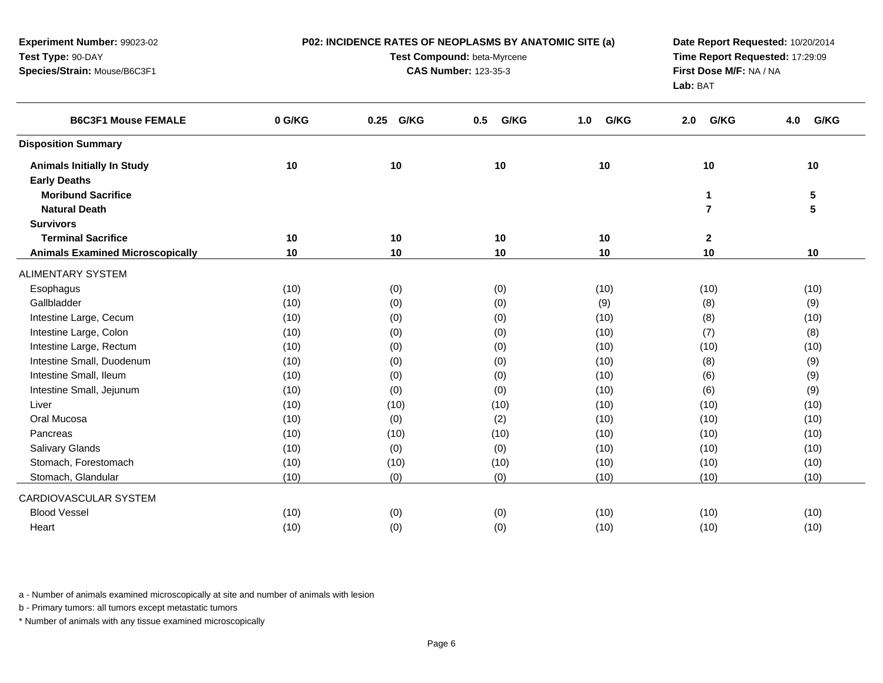**Experiment Number:** 99023-02
**Test Type:** 90-DAY
**Species/Strain:** Mouse/B6C3F1

**P02: INCIDENCE RATES OF NEOPLASMS BY ANATOMIC SITE (a)**
**Test Compound:** beta-Myrcene
**CAS Number:** 123-35-3

**Date Report Requested:** 10/20/2014
**Time Report Requested:** 17:29:09
**First Dose M/F:** NA / NA
**Lab:** BAT

| B6C3F1 Mouse FEMALE | 0 G/KG | 0.25 G/KG | 0.5 G/KG | 1.0 G/KG | 2.0 G/KG | 4.0 G/KG |
|---|---|---|---|---|---|---|
| **Disposition Summary** | | | | | | |
| **Animals Initially In Study** | **10** | **10** | **10** | **10** | **10** | **10** |
| **Early Deaths** | | | | | | |
| **Moribund Sacrifice** | | | | | **1** | **5** |
| **Natural Death** | | | | | **7** | **5** |
| **Survivors** | | | | | | |
| **Terminal Sacrifice** | **10** | **10** | **10** | **10** | **2** | |
| **Animals Examined Microscopically** | **10** | **10** | **10** | **10** | **10** | **10** |
| ALIMENTARY SYSTEM | | | | | | |
| Esophagus | (10) | (0) | (0) | (10) | (10) | (10) |
| Gallbladder | (10) | (0) | (0) | (9) | (8) | (9) |
| Intestine Large, Cecum | (10) | (0) | (0) | (10) | (8) | (10) |
| Intestine Large, Colon | (10) | (0) | (0) | (10) | (7) | (8) |
| Intestine Large, Rectum | (10) | (0) | (0) | (10) | (10) | (10) |
| Intestine Small, Duodenum | (10) | (0) | (0) | (10) | (8) | (9) |
| Intestine Small, Ileum | (10) | (0) | (0) | (10) | (6) | (9) |
| Intestine Small, Jejunum | (10) | (0) | (0) | (10) | (6) | (9) |
| Liver | (10) | (10) | (10) | (10) | (10) | (10) |
| Oral Mucosa | (10) | (0) | (2) | (10) | (10) | (10) |
| Pancreas | (10) | (10) | (10) | (10) | (10) | (10) |
| Salivary Glands | (10) | (0) | (0) | (10) | (10) | (10) |
| Stomach, Forestomach | (10) | (10) | (10) | (10) | (10) | (10) |
| Stomach, Glandular | (10) | (0) | (0) | (10) | (10) | (10) |
| CARDIOVASCULAR SYSTEM | | | | | | |
| Blood Vessel | (10) | (0) | (0) | (10) | (10) | (10) |
| Heart | (10) | (0) | (0) | (10) | (10) | (10) |

a - Number of animals examined microscopically at site and number of animals with lesion

b - Primary tumors: all tumors except metastatic tumors

* Number of animals with any tissue examined microscopically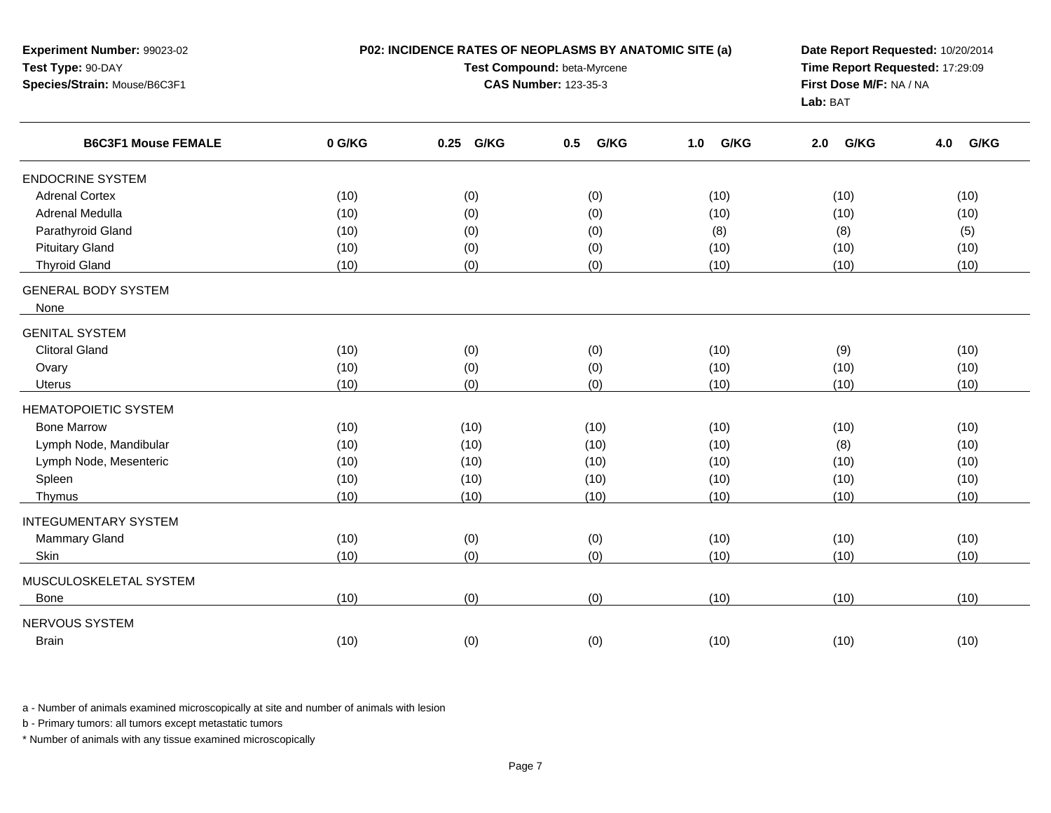**Experiment Number:** 99023-02
**Test Type:** 90-DAY
**Species/Strain:** Mouse/B6C3F1

**P02: INCIDENCE RATES OF NEOPLASMS BY ANATOMIC SITE (a)**
**Test Compound:** beta-Myrcene
**CAS Number:** 123-35-3

**Date Report Requested:** 10/20/2014
**Time Report Requested:** 17:29:09
**First Dose M/F:** NA / NA
**Lab:** BAT

| B6C3F1 Mouse FEMALE | 0 G/KG | 0.25 G/KG | 0.5 G/KG | 1.0 G/KG | 2.0 G/KG | 4.0 G/KG |
|---|---|---|---|---|---|---|
| ENDOCRINE SYSTEM | | | | | | |
| Adrenal Cortex | (10) | (0) | (0) | (10) | (10) | (10) |
| Adrenal Medulla | (10) | (0) | (0) | (10) | (10) | (10) |
| Parathyroid Gland | (10) | (0) | (0) | (8) | (8) | (5) |
| Pituitary Gland | (10) | (0) | (0) | (10) | (10) | (10) |
| Thyroid Gland | (10) | (0) | (0) | (10) | (10) | (10) |
| GENERAL BODY SYSTEM | | | | | | |
| None | | | | | | |
| GENITAL SYSTEM | | | | | | |
| Clitoral Gland | (10) | (0) | (0) | (10) | (9) | (10) |
| Ovary | (10) | (0) | (0) | (10) | (10) | (10) |
| Uterus | (10) | (0) | (0) | (10) | (10) | (10) |
| HEMATOPOIETIC SYSTEM | | | | | | |
| Bone Marrow | (10) | (10) | (10) | (10) | (10) | (10) |
| Lymph Node, Mandibular | (10) | (10) | (10) | (10) | (8) | (10) |
| Lymph Node, Mesenteric | (10) | (10) | (10) | (10) | (10) | (10) |
| Spleen | (10) | (10) | (10) | (10) | (10) | (10) |
| Thymus | (10) | (10) | (10) | (10) | (10) | (10) |
| INTEGUMENTARY SYSTEM | | | | | | |
| Mammary Gland | (10) | (0) | (0) | (10) | (10) | (10) |
| Skin | (10) | (0) | (0) | (10) | (10) | (10) |
| MUSCULOSKELETAL SYSTEM | | | | | | |
| Bone | (10) | (0) | (0) | (10) | (10) | (10) |
| NERVOUS SYSTEM | | | | | | |
| Brain | (10) | (0) | (0) | (10) | (10) | (10) |

a - Number of animals examined microscopically at site and number of animals with lesion

b - Primary tumors: all tumors except metastatic tumors

* Number of animals with any tissue examined microscopically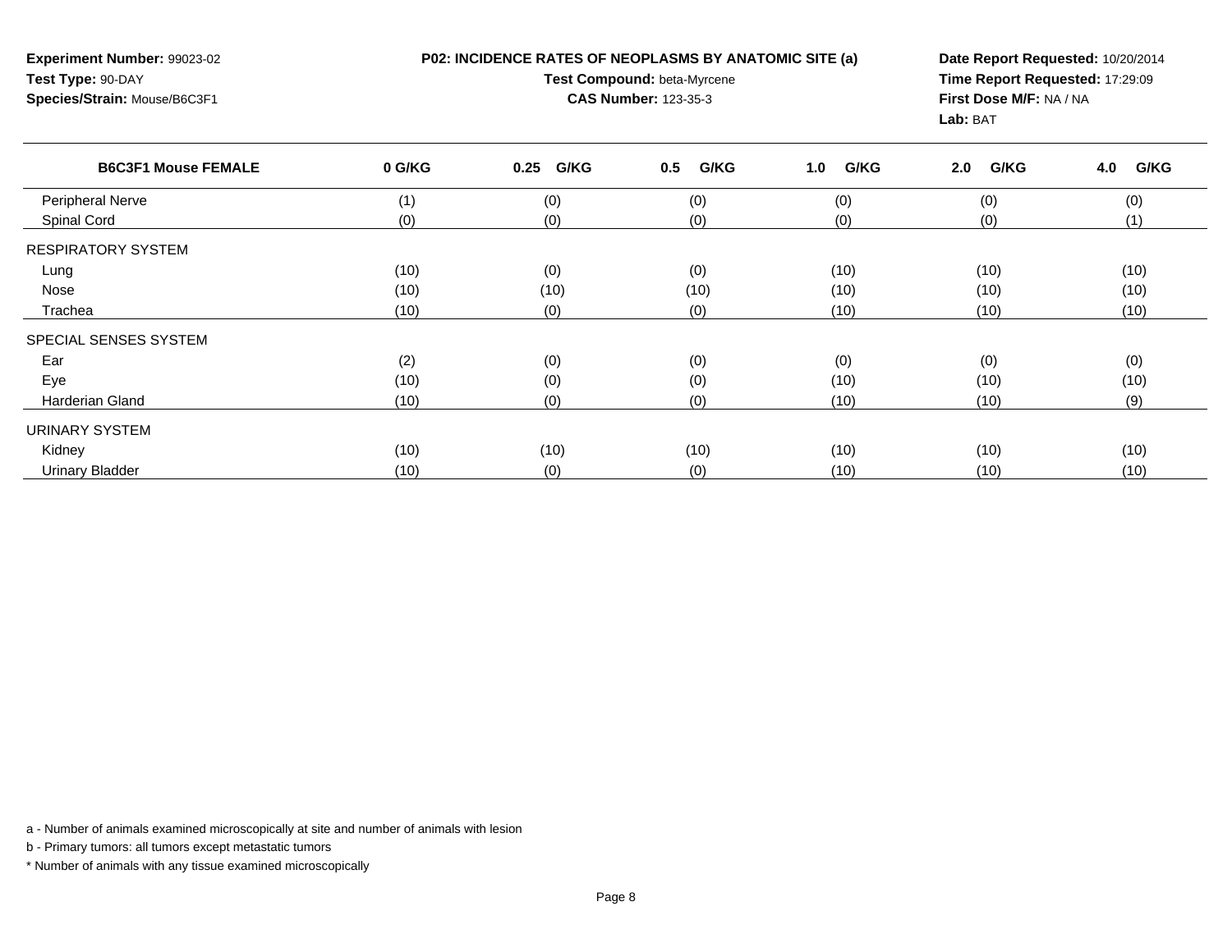**Experiment Number:** 99023-02
**Test Type:** 90-DAY
**Species/Strain:** Mouse/B6C3F1

**P02: INCIDENCE RATES OF NEOPLASMS BY ANATOMIC SITE (a)**
**Test Compound:** beta-Myrcene
**CAS Number:** 123-35-3

**Date Report Requested:** 10/20/2014
**Time Report Requested:** 17:29:09
**First Dose M/F:** NA / NA
**Lab:** BAT

| B6C3F1 Mouse FEMALE | 0 G/KG | 0.25 G/KG | 0.5 G/KG | 1.0 G/KG | 2.0 G/KG | 4.0 G/KG |
|---|---|---|---|---|---|---|
| Peripheral Nerve | (1) | (0) | (0) | (0) | (0) | (0) |
| Spinal Cord | (0) | (0) | (0) | (0) | (0) | (1) |
| RESPIRATORY SYSTEM | | | | | | |
| Lung | (10) | (0) | (0) | (10) | (10) | (10) |
| Nose | (10) | (10) | (10) | (10) | (10) | (10) |
| Trachea | (10) | (0) | (0) | (10) | (10) | (10) |
| SPECIAL SENSES SYSTEM | | | | | | |
| Ear | (2) | (0) | (0) | (0) | (0) | (0) |
| Eye | (10) | (0) | (0) | (10) | (10) | (10) |
| Harderian Gland | (10) | (0) | (0) | (10) | (10) | (9) |
| URINARY SYSTEM | | | | | | |
| Kidney | (10) | (10) | (10) | (10) | (10) | (10) |
| Urinary Bladder | (10) | (0) | (0) | (10) | (10) | (10) |

a - Number of animals examined microscopically at site and number of animals with lesion

b - Primary tumors: all tumors except metastatic tumors

* Number of animals with any tissue examined microscopically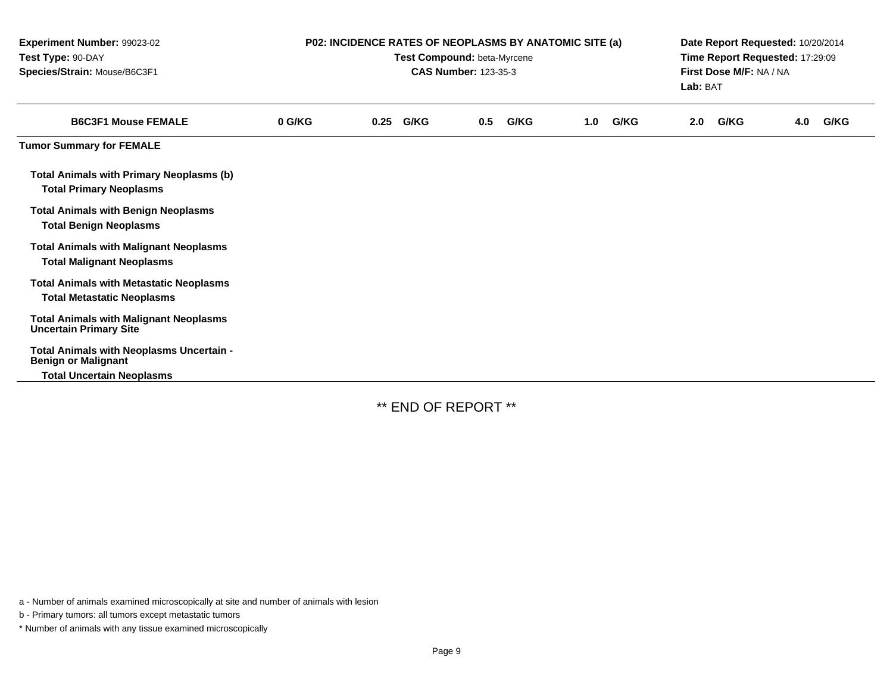**Experiment Number:** 99023-02
**Test Type:** 90-DAY
**Species/Strain:** Mouse/B6C3F1

**P02: INCIDENCE RATES OF NEOPLASMS BY ANATOMIC SITE (a)**
**Test Compound:** beta-Myrcene
**CAS Number:** 123-35-3

**Date Report Requested:** 10/20/2014
**Time Report Requested:** 17:29:09
**First Dose M/F:** NA / NA
**Lab:** BAT

| B6C3F1 Mouse FEMALE | 0 G/KG | 0.25 G/KG | 0.5 G/KG | 1.0 G/KG | 2.0 G/KG | 4.0 G/KG |
|---|---|---|---|---|---|---|
| **Tumor Summary for FEMALE** | | | | | | |
| **Total Animals with Primary Neoplasms (b)** | | | | | | |
| **Total Primary Neoplasms** | | | | | | |
| **Total Animals with Benign Neoplasms** | | | | | | |
| **Total Benign Neoplasms** | | | | | | |
| **Total Animals with Malignant Neoplasms** | | | | | | |
| **Total Malignant Neoplasms** | | | | | | |
| **Total Animals with Metastatic Neoplasms** | | | | | | |
| **Total Metastatic Neoplasms** | | | | | | |
| **Total Animals with Malignant Neoplasms Uncertain Primary Site** | | | | | | |
| **Total Animals with Neoplasms Uncertain - Benign or Malignant** | | | | | | |
| **Total Uncertain Neoplasms** | | | | | | |

** END OF REPORT **

a - Number of animals examined microscopically at site and number of animals with lesion

b - Primary tumors: all tumors except metastatic tumors

* Number of animals with any tissue examined microscopically